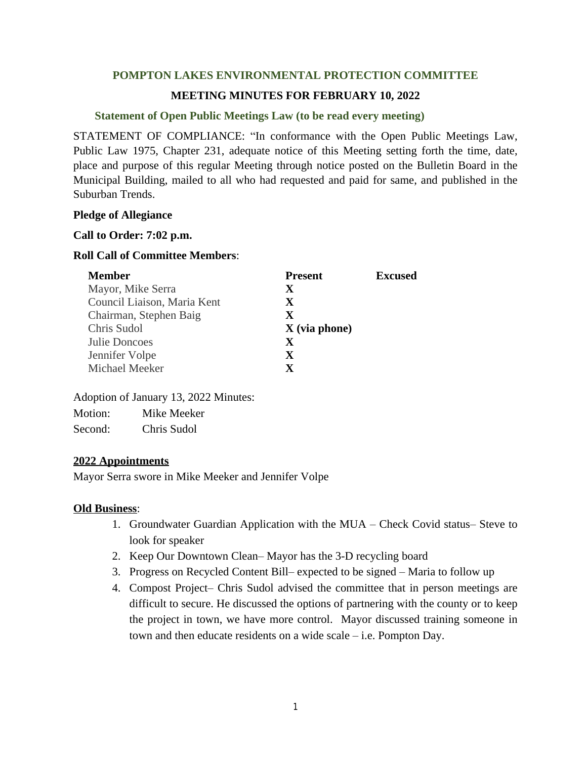## POMPTON LAKES ENVIRONMENTAL PROTECTION COMMITTEE

### MEETING MINUTES FOR FEBRUARY 10, 2022

**Statement of Open Public Meetings Law (to be read every meeting)**

STATEMENT OF COMPLIANCE: "In conformance with the Open Public Meetings Law, Public Law 1975, Chapter 231, adequate notice of this Meeting setting forth the time, date, place and purpose of this regular Meeting through notice posted on the Bulletin Board in the Municipal Building, mailed to all who had requested and paid for same, and published in the Suburban Trends.

**Pledge of Allegiance**

**Call to Order: 7:02 p.m.**

**Roll Call of Committee Members**:

| Member | Present | Excused |
|---|---|---|
| Mayor, Mike Serra | X | |
| Council Liaison, Maria Kent | X | |
| Chairman, Stephen Baig | X | |
| Chris Sudol | X (via phone) | |
| Julie Doncoes | X | |
| Jennifer Volpe | X | |
| Michael Meeker | X | |

Adoption of January 13, 2022 Minutes:

Motion: Mike Meeker

Second: Chris Sudol

**2022 Appointments**

Mayor Serra swore in Mike Meeker and Jennifer Volpe

**Old Business**:

1. Groundwater Guardian Application with the MUA – Check Covid status– Steve to look for speaker
2. Keep Our Downtown Clean– Mayor has the 3-D recycling board
3. Progress on Recycled Content Bill– expected to be signed – Maria to follow up
4. Compost Project– Chris Sudol advised the committee that in person meetings are difficult to secure. He discussed the options of partnering with the county or to keep the project in town, we have more control. Mayor discussed training someone in town and then educate residents on a wide scale – i.e. Pompton Day.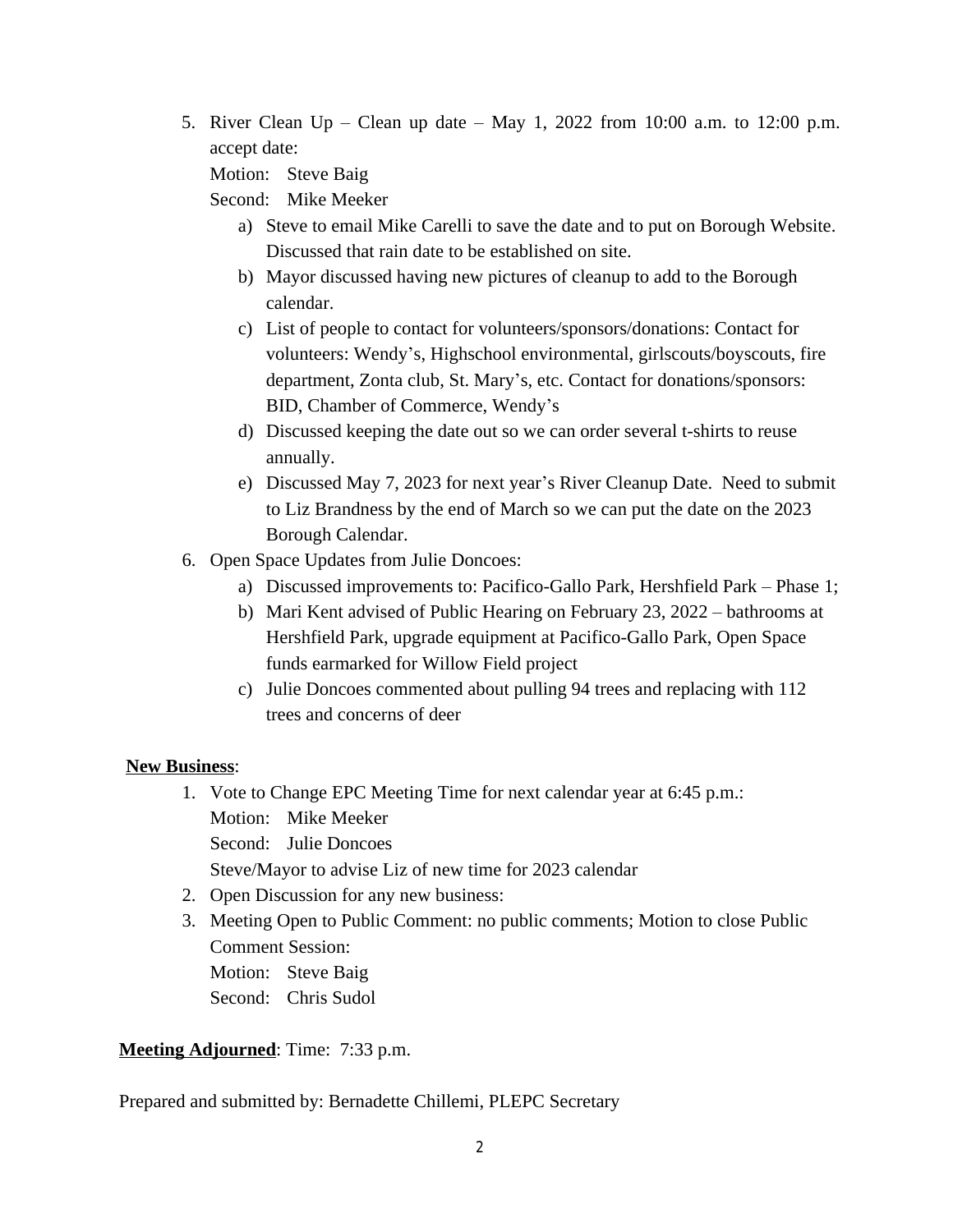5. River Clean Up – Clean up date – May 1, 2022 from 10:00 a.m. to 12:00 p.m. accept date:

   Motion: Steve Baig

   Second: Mike Meeker

   a) Steve to email Mike Carelli to save the date and to put on Borough Website. Discussed that rain date to be established on site.
   b) Mayor discussed having new pictures of cleanup to add to the Borough calendar.
   c) List of people to contact for volunteers/sponsors/donations: Contact for volunteers: Wendy's, Highschool environmental, girlscouts/boyscouts, fire department, Zonta club, St. Mary's, etc. Contact for donations/sponsors: BID, Chamber of Commerce, Wendy's
   d) Discussed keeping the date out so we can order several t-shirts to reuse annually.
   e) Discussed May 7, 2023 for next year's River Cleanup Date. Need to submit to Liz Brandness by the end of March so we can put the date on the 2023 Borough Calendar.
6. Open Space Updates from Julie Doncoes:
   a) Discussed improvements to: Pacifico-Gallo Park, Hershfield Park – Phase 1;
   b) Mari Kent advised of Public Hearing on February 23, 2022 – bathrooms at Hershfield Park, upgrade equipment at Pacifico-Gallo Park, Open Space funds earmarked for Willow Field project
   c) Julie Doncoes commented about pulling 94 trees and replacing with 112 trees and concerns of deer

**New Business**:

1. Vote to Change EPC Meeting Time for next calendar year at 6:45 p.m.:

   Motion: Mike Meeker

   Second: Julie Doncoes

   Steve/Mayor to advise Liz of new time for 2023 calendar
2. Open Discussion for any new business:
3. Meeting Open to Public Comment: no public comments; Motion to close Public Comment Session:

   Motion: Steve Baig

   Second: Chris Sudol

**Meeting Adjourned**: Time: 7:33 p.m.

Prepared and submitted by: Bernadette Chillemi, PLEPC Secretary